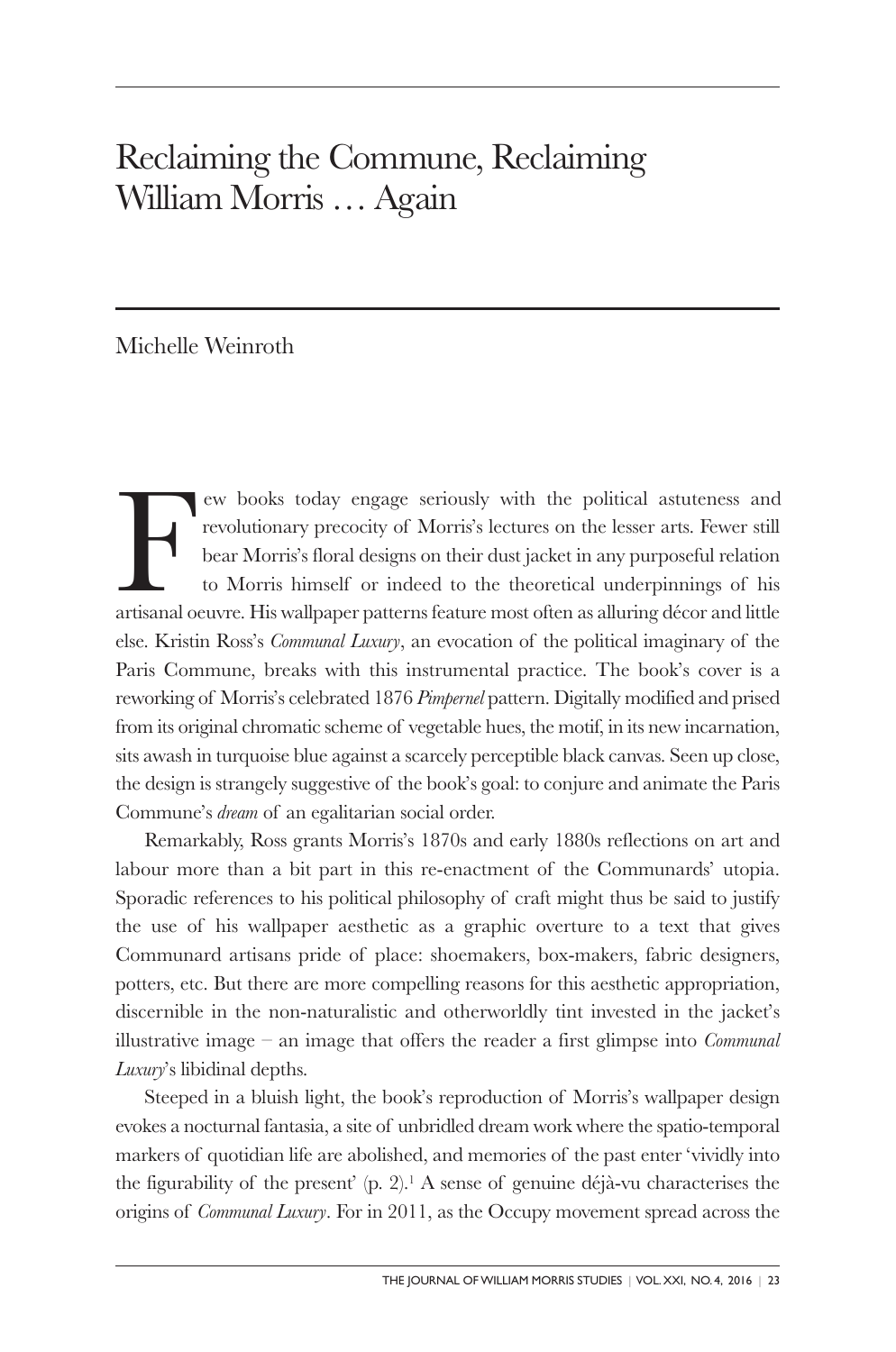# Reclaiming the Commune, Reclaiming William Morris … Again

Michelle Weinroth

Few books today engage seriously with the political astuteness and revolutionary precocity of Morris's lectures on the lesser arts. Fewer still bear Morris's floral designs on their dust jacket in any purposeful relation to Morris himself or indeed to the theoretical underpinnings of his artisanal oeuvre. His wallpaper patterns feature most often as alluring décor and little else. Kristin Ross's *Communal Luxury*, an evocation of the political imaginary of the Paris Commune, breaks with this instrumental practice. The book's cover is a reworking of Morris's celebrated 1876 *Pimpernel* pattern. Digitally modified and prised from its original chromatic scheme of vegetable hues, the motif, in its new incarnation, sits awash in turquoise blue against a scarcely perceptible black canvas. Seen up close, the design is strangely suggestive of the book's goal: to conjure and animate the Paris Commune's *dream* of an egalitarian social order.

Remarkably, Ross grants Morris's 1870s and early 1880s reflections on art and labour more than a bit part in this re-enactment of the Communards' utopia. Sporadic references to his political philosophy of craft might thus be said to justify the use of his wallpaper aesthetic as a graphic overture to a text that gives Communard artisans pride of place: shoemakers, box-makers, fabric designers, potters, etc. But there are more compelling reasons for this aesthetic appropriation, discernible in the non-naturalistic and otherworldly tint invested in the jacket's illustrative image – an image that offers the reader a first glimpse into *Communal Luxury*'s libidinal depths.

Steeped in a bluish light, the book's reproduction of Morris's wallpaper design evokes a nocturnal fantasia, a site of unbridled dream work where the spatio-temporal markers of quotidian life are abolished, and memories of the past enter 'vividly into the figurability of the present' (p. 2).[1] A sense of genuine déjà-vu characterises the origins of *Communal Luxury*. For in 2011, as the Occupy movement spread across the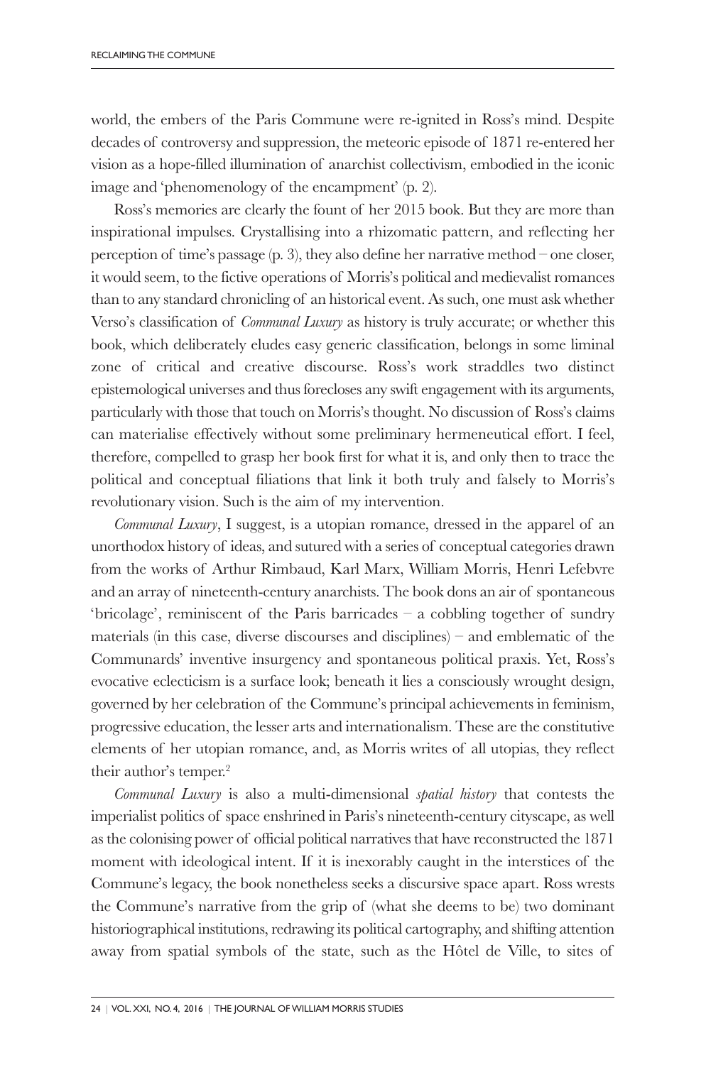world, the embers of the Paris Commune were re-ignited in Ross's mind. Despite decades of controversy and suppression, the meteoric episode of 1871 re-entered her vision as a hope-filled illumination of anarchist collectivism, embodied in the iconic image and 'phenomenology of the encampment' (p. 2).

Ross's memories are clearly the fount of her 2015 book. But they are more than inspirational impulses. Crystallising into a rhizomatic pattern, and reflecting her perception of time's passage (p. 3), they also define her narrative method – one closer, it would seem, to the fictive operations of Morris's political and medievalist romances than to any standard chronicling of an historical event. As such, one must ask whether Verso's classification of *Communal Luxury* as history is truly accurate; or whether this book, which deliberately eludes easy generic classification, belongs in some liminal zone of critical and creative discourse. Ross's work straddles two distinct epistemological universes and thus forecloses any swift engagement with its arguments, particularly with those that touch on Morris's thought. No discussion of Ross's claims can materialise effectively without some preliminary hermeneutical effort. I feel, therefore, compelled to grasp her book first for what it is, and only then to trace the political and conceptual filiations that link it both truly and falsely to Morris's revolutionary vision. Such is the aim of my intervention.

*Communal Luxury*, I suggest, is a utopian romance, dressed in the apparel of an unorthodox history of ideas, and sutured with a series of conceptual categories drawn from the works of Arthur Rimbaud, Karl Marx, William Morris, Henri Lefebvre and an array of nineteenth-century anarchists. The book dons an air of spontaneous 'bricolage', reminiscent of the Paris barricades – a cobbling together of sundry materials (in this case, diverse discourses and disciplines) – and emblematic of the Communards' inventive insurgency and spontaneous political praxis. Yet, Ross's evocative eclecticism is a surface look; beneath it lies a consciously wrought design, governed by her celebration of the Commune's principal achievements in feminism, progressive education, the lesser arts and internationalism. These are the constitutive elements of her utopian romance, and, as Morris writes of all utopias, they reflect their author's temper.[2]

*Communal Luxury* is also a multi-dimensional *spatial history* that contests the imperialist politics of space enshrined in Paris's nineteenth-century cityscape, as well as the colonising power of official political narratives that have reconstructed the 1871 moment with ideological intent. If it is inexorably caught in the interstices of the Commune's legacy, the book nonetheless seeks a discursive space apart. Ross wrests the Commune's narrative from the grip of (what she deems to be) two dominant historiographical institutions, redrawing its political cartography, and shifting attention away from spatial symbols of the state, such as the Hôtel de Ville, to sites of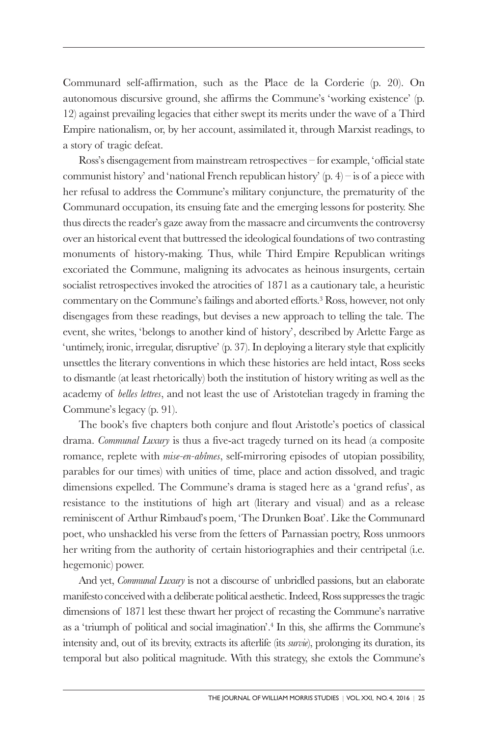Communard self-affirmation, such as the Place de la Corderie (p. 20). On autonomous discursive ground, she affirms the Commune's 'working existence' (p. 12) against prevailing legacies that either swept its merits under the wave of a Third Empire nationalism, or, by her account, assimilated it, through Marxist readings, to a story of tragic defeat.

Ross's disengagement from mainstream retrospectives – for example, 'official state communist history' and 'national French republican history' (p. 4) – is of a piece with her refusal to address the Commune's military conjuncture, the prematurity of the Communard occupation, its ensuing fate and the emerging lessons for posterity. She thus directs the reader's gaze away from the massacre and circumvents the controversy over an historical event that buttressed the ideological foundations of two contrasting monuments of history-making. Thus, while Third Empire Republican writings excoriated the Commune, maligning its advocates as heinous insurgents, certain socialist retrospectives invoked the atrocities of 1871 as a cautionary tale, a heuristic commentary on the Commune's failings and aborted efforts.[3] Ross, however, not only disengages from these readings, but devises a new approach to telling the tale. The event, she writes, 'belongs to another kind of history', described by Arlette Farge as 'untimely, ironic, irregular, disruptive' (p. 37). In deploying a literary style that explicitly unsettles the literary conventions in which these histories are held intact, Ross seeks to dismantle (at least rhetorically) both the institution of history writing as well as the academy of *belles lettres*, and not least the use of Aristotelian tragedy in framing the Commune's legacy (p. 91).

The book's five chapters both conjure and flout Aristotle's poetics of classical drama. *Communal Luxury* is thus a five-act tragedy turned on its head (a composite romance, replete with *mise-en-abîmes*, self-mirroring episodes of utopian possibility, parables for our times) with unities of time, place and action dissolved, and tragic dimensions expelled. The Commune's drama is staged here as a 'grand refus', as resistance to the institutions of high art (literary and visual) and as a release reminiscent of Arthur Rimbaud's poem, 'The Drunken Boat'. Like the Communard poet, who unshackled his verse from the fetters of Parnassian poetry, Ross unmoors her writing from the authority of certain historiographies and their centripetal (i.e. hegemonic) power.

And yet, *Communal Luxury* is not a discourse of unbridled passions, but an elaborate manifesto conceived with a deliberate political aesthetic. Indeed, Ross suppresses the tragic dimensions of 1871 lest these thwart her project of recasting the Commune's narrative as a 'triumph of political and social imagination'.[4] In this, she affirms the Commune's intensity and, out of its brevity, extracts its afterlife (its *survie*), prolonging its duration, its temporal but also political magnitude. With this strategy, she extols the Commune's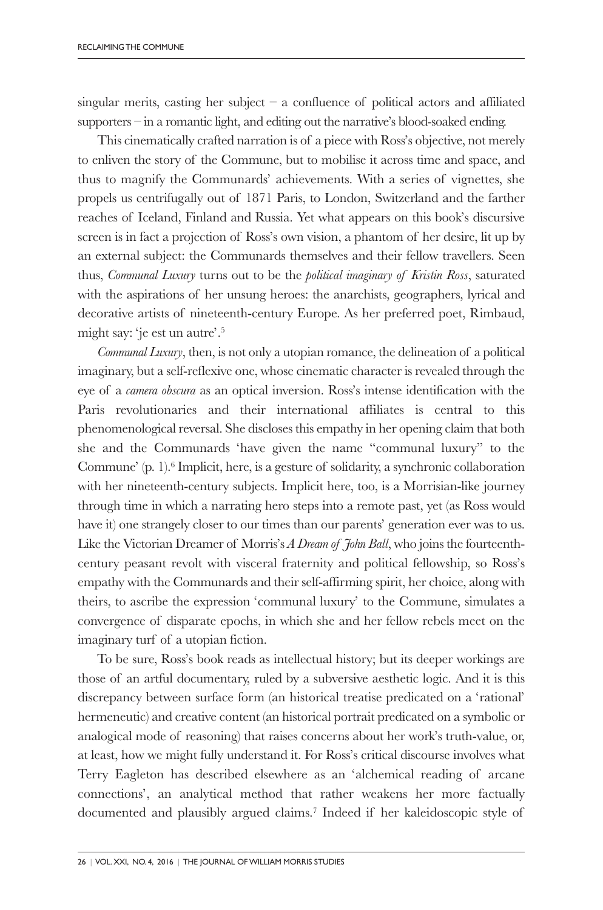singular merits, casting her subject – a confluence of political actors and affiliated supporters – in a romantic light, and editing out the narrative's blood-soaked ending.

This cinematically crafted narration is of a piece with Ross's objective, not merely to enliven the story of the Commune, but to mobilise it across time and space, and thus to magnify the Communards' achievements. With a series of vignettes, she propels us centrifugally out of 1871 Paris, to London, Switzerland and the farther reaches of Iceland, Finland and Russia. Yet what appears on this book's discursive screen is in fact a projection of Ross's own vision, a phantom of her desire, lit up by an external subject: the Communards themselves and their fellow travellers. Seen thus, *Communal Luxury* turns out to be the *political imaginary of Kristin Ross*, saturated with the aspirations of her unsung heroes: the anarchists, geographers, lyrical and decorative artists of nineteenth-century Europe. As her preferred poet, Rimbaud, might say: 'je est un autre'.[5]

*Communal Luxury*, then, is not only a utopian romance, the delineation of a political imaginary, but a self-reflexive one, whose cinematic character is revealed through the eye of a *camera obscura* as an optical inversion. Ross's intense identification with the Paris revolutionaries and their international affiliates is central to this phenomenological reversal. She discloses this empathy in her opening claim that both she and the Communards 'have given the name "communal luxury" to the Commune' (p. 1).[6] Implicit, here, is a gesture of solidarity, a synchronic collaboration with her nineteenth-century subjects. Implicit here, too, is a Morrisian-like journey through time in which a narrating hero steps into a remote past, yet (as Ross would have it) one strangely closer to our times than our parents' generation ever was to us. Like the Victorian Dreamer of Morris's *A Dream of John Ball*, who joins the fourteenth-century peasant revolt with visceral fraternity and political fellowship, so Ross's empathy with the Communards and their self-affirming spirit, her choice, along with theirs, to ascribe the expression 'communal luxury' to the Commune, simulates a convergence of disparate epochs, in which she and her fellow rebels meet on the imaginary turf of a utopian fiction.

To be sure, Ross's book reads as intellectual history; but its deeper workings are those of an artful documentary, ruled by a subversive aesthetic logic. And it is this discrepancy between surface form (an historical treatise predicated on a 'rational' hermeneutic) and creative content (an historical portrait predicated on a symbolic or analogical mode of reasoning) that raises concerns about her work's truth-value, or, at least, how we might fully understand it. For Ross's critical discourse involves what Terry Eagleton has described elsewhere as an 'alchemical reading of arcane connections', an analytical method that rather weakens her more factually documented and plausibly argued claims.[7] Indeed if her kaleidoscopic style of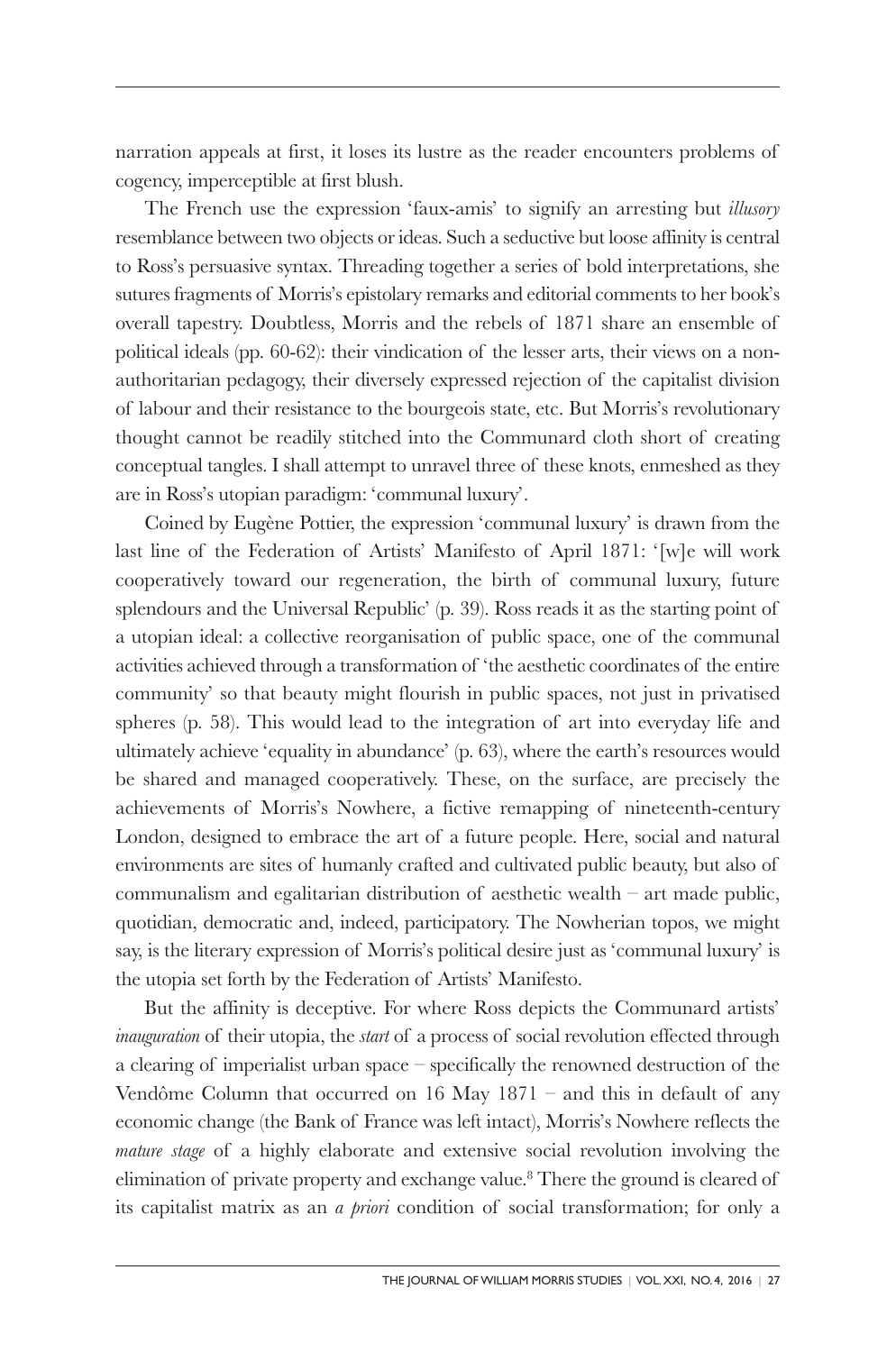narration appeals at first, it loses its lustre as the reader encounters problems of cogency, imperceptible at first blush.

The French use the expression 'faux-amis' to signify an arresting but *illusory* resemblance between two objects or ideas. Such a seductive but loose affinity is central to Ross's persuasive syntax. Threading together a series of bold interpretations, she sutures fragments of Morris's epistolary remarks and editorial comments to her book's overall tapestry. Doubtless, Morris and the rebels of 1871 share an ensemble of political ideals (pp. 60-62): their vindication of the lesser arts, their views on a non-authoritarian pedagogy, their diversely expressed rejection of the capitalist division of labour and their resistance to the bourgeois state, etc. But Morris's revolutionary thought cannot be readily stitched into the Communard cloth short of creating conceptual tangles. I shall attempt to unravel three of these knots, enmeshed as they are in Ross's utopian paradigm: 'communal luxury'.

Coined by Eugène Pottier, the expression 'communal luxury' is drawn from the last line of the Federation of Artists' Manifesto of April 1871: '[w]e will work cooperatively toward our regeneration, the birth of communal luxury, future splendours and the Universal Republic' (p. 39). Ross reads it as the starting point of a utopian ideal: a collective reorganisation of public space, one of the communal activities achieved through a transformation of 'the aesthetic coordinates of the entire community' so that beauty might flourish in public spaces, not just in privatised spheres (p. 58). This would lead to the integration of art into everyday life and ultimately achieve 'equality in abundance' (p. 63), where the earth's resources would be shared and managed cooperatively. These, on the surface, are precisely the achievements of Morris's Nowhere, a fictive remapping of nineteenth-century London, designed to embrace the art of a future people. Here, social and natural environments are sites of humanly crafted and cultivated public beauty, but also of communalism and egalitarian distribution of aesthetic wealth – art made public, quotidian, democratic and, indeed, participatory. The Nowherian topos, we might say, is the literary expression of Morris's political desire just as 'communal luxury' is the utopia set forth by the Federation of Artists' Manifesto.

But the affinity is deceptive. For where Ross depicts the Communard artists' *inauguration* of their utopia, the *start* of a process of social revolution effected through a clearing of imperialist urban space – specifically the renowned destruction of the Vendôme Column that occurred on 16 May 1871 – and this in default of any economic change (the Bank of France was left intact), Morris's Nowhere reflects the *mature stage* of a highly elaborate and extensive social revolution involving the elimination of private property and exchange value.[8] There the ground is cleared of its capitalist matrix as an *a priori* condition of social transformation; for only a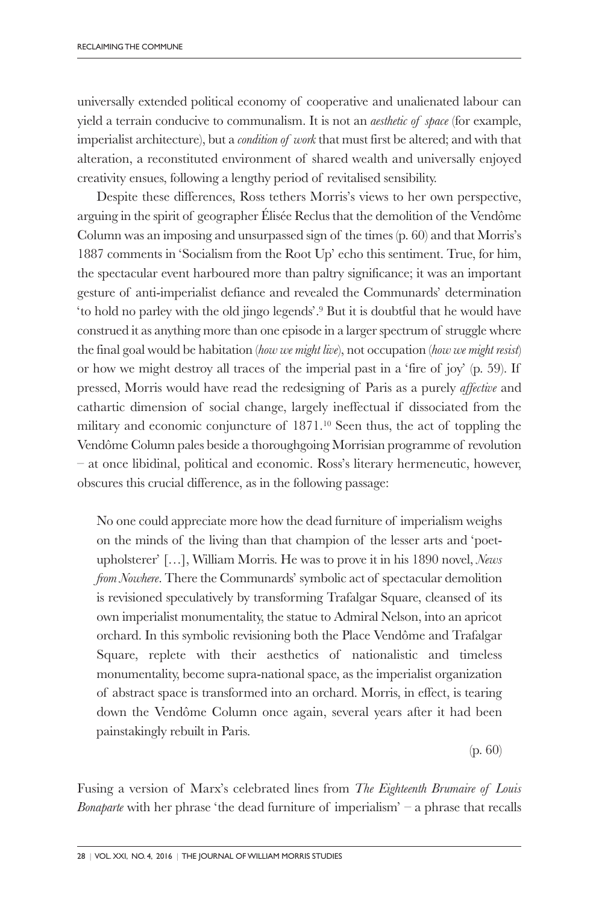universally extended political economy of cooperative and unalienated labour can yield a terrain conducive to communalism. It is not an *aesthetic of space* (for example, imperialist architecture), but a *condition of work* that must first be altered; and with that alteration, a reconstituted environment of shared wealth and universally enjoyed creativity ensues, following a lengthy period of revitalised sensibility.

Despite these differences, Ross tethers Morris's views to her own perspective, arguing in the spirit of geographer Élisée Reclus that the demolition of the Vendôme Column was an imposing and unsurpassed sign of the times (p. 60) and that Morris's 1887 comments in 'Socialism from the Root Up' echo this sentiment. True, for him, the spectacular event harboured more than paltry significance; it was an important gesture of anti-imperialist defiance and revealed the Communards' determination 'to hold no parley with the old jingo legends'.[9] But it is doubtful that he would have construed it as anything more than one episode in a larger spectrum of struggle where the final goal would be habitation (*how we might live*), not occupation (*how we might resist*) or how we might destroy all traces of the imperial past in a 'fire of joy' (p. 59). If pressed, Morris would have read the redesigning of Paris as a purely *affective* and cathartic dimension of social change, largely ineffectual if dissociated from the military and economic conjuncture of 1871.[10] Seen thus, the act of toppling the Vendôme Column pales beside a thoroughgoing Morrisian programme of revolution – at once libidinal, political and economic. Ross's literary hermeneutic, however, obscures this crucial difference, as in the following passage:

> No one could appreciate more how the dead furniture of imperialism weighs on the minds of the living than that champion of the lesser arts and 'poet-upholsterer' […], William Morris. He was to prove it in his 1890 novel, *News from Nowhere*. There the Communards' symbolic act of spectacular demolition is revisioned speculatively by transforming Trafalgar Square, cleansed of its own imperialist monumentality, the statue to Admiral Nelson, into an apricot orchard. In this symbolic revisioning both the Place Vendôme and Trafalgar Square, replete with their aesthetics of nationalistic and timeless monumentality, become supra-national space, as the imperialist organization of abstract space is transformed into an orchard. Morris, in effect, is tearing down the Vendôme Column once again, several years after it had been painstakingly rebuilt in Paris.
>
> (p. 60)

Fusing a version of Marx's celebrated lines from *The Eighteenth Brumaire of Louis Bonaparte* with her phrase 'the dead furniture of imperialism' – a phrase that recalls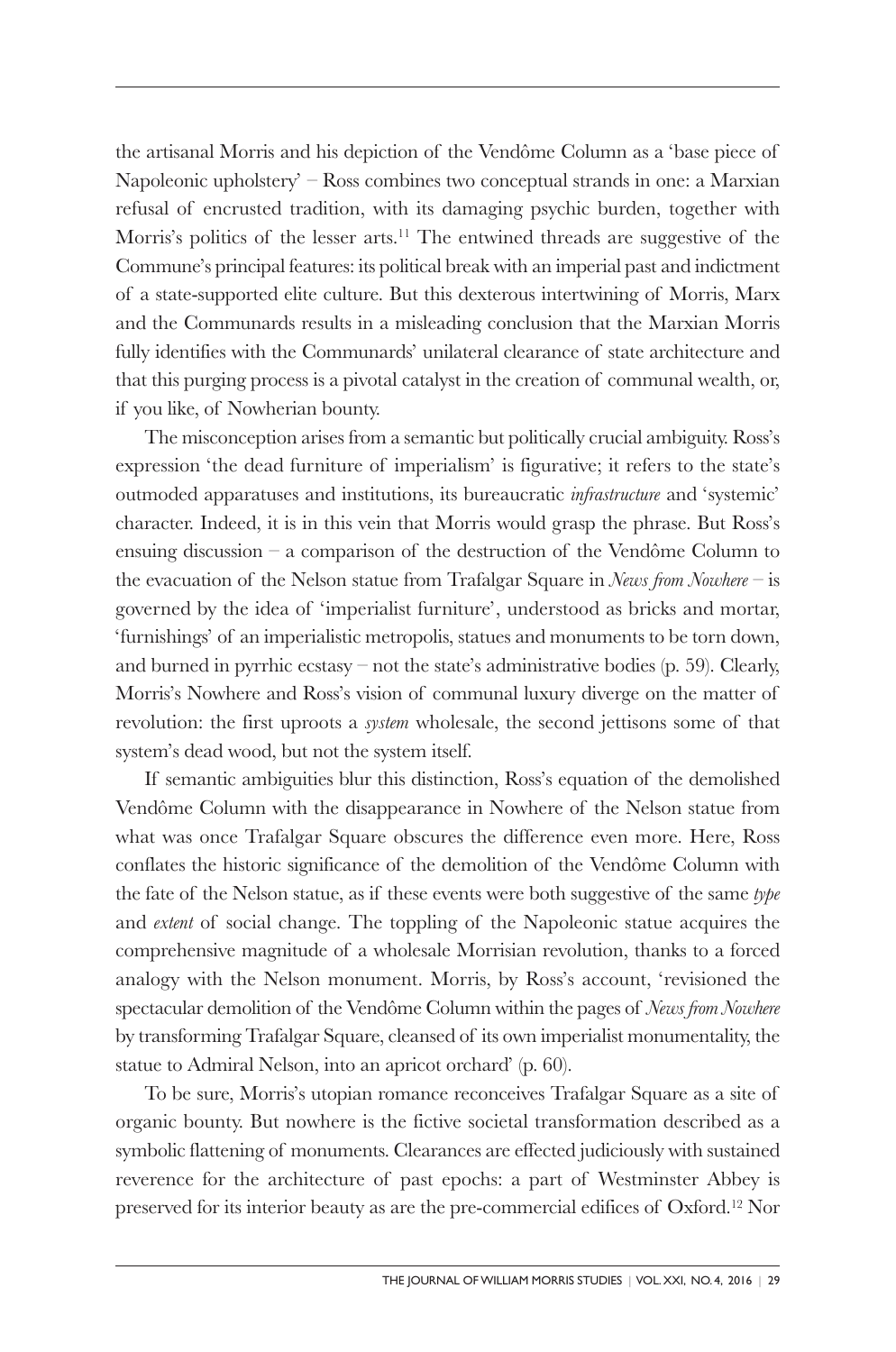the artisanal Morris and his depiction of the Vendôme Column as a 'base piece of Napoleonic upholstery' – Ross combines two conceptual strands in one: a Marxian refusal of encrusted tradition, with its damaging psychic burden, together with Morris's politics of the lesser arts.[11] The entwined threads are suggestive of the Commune's principal features: its political break with an imperial past and indictment of a state-supported elite culture. But this dexterous intertwining of Morris, Marx and the Communards results in a misleading conclusion that the Marxian Morris fully identifies with the Communards' unilateral clearance of state architecture and that this purging process is a pivotal catalyst in the creation of communal wealth, or, if you like, of Nowherian bounty.

The misconception arises from a semantic but politically crucial ambiguity. Ross's expression 'the dead furniture of imperialism' is figurative; it refers to the state's outmoded apparatuses and institutions, its bureaucratic *infrastructure* and 'systemic' character. Indeed, it is in this vein that Morris would grasp the phrase. But Ross's ensuing discussion – a comparison of the destruction of the Vendôme Column to the evacuation of the Nelson statue from Trafalgar Square in *News from Nowhere* – is governed by the idea of 'imperialist furniture', understood as bricks and mortar, 'furnishings' of an imperialistic metropolis, statues and monuments to be torn down, and burned in pyrrhic ecstasy – not the state's administrative bodies (p. 59). Clearly, Morris's Nowhere and Ross's vision of communal luxury diverge on the matter of revolution: the first uproots a *system* wholesale, the second jettisons some of that system's dead wood, but not the system itself.

If semantic ambiguities blur this distinction, Ross's equation of the demolished Vendôme Column with the disappearance in Nowhere of the Nelson statue from what was once Trafalgar Square obscures the difference even more. Here, Ross conflates the historic significance of the demolition of the Vendôme Column with the fate of the Nelson statue, as if these events were both suggestive of the same *type* and *extent* of social change. The toppling of the Napoleonic statue acquires the comprehensive magnitude of a wholesale Morrisian revolution, thanks to a forced analogy with the Nelson monument. Morris, by Ross's account, 'revisioned the spectacular demolition of the Vendôme Column within the pages of *News from Nowhere* by transforming Trafalgar Square, cleansed of its own imperialist monumentality, the statue to Admiral Nelson, into an apricot orchard' (p. 60).

To be sure, Morris's utopian romance reconceives Trafalgar Square as a site of organic bounty. But nowhere is the fictive societal transformation described as a symbolic flattening of monuments. Clearances are effected judiciously with sustained reverence for the architecture of past epochs: a part of Westminster Abbey is preserved for its interior beauty as are the pre-commercial edifices of Oxford.[12] Nor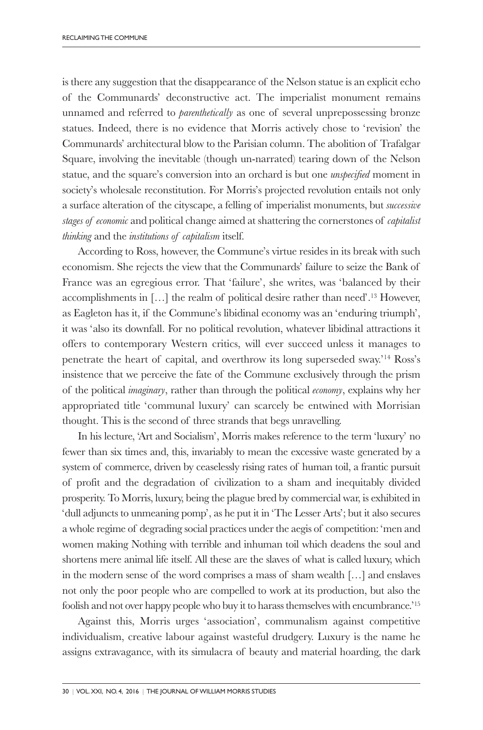is there any suggestion that the disappearance of the Nelson statue is an explicit echo of the Communards' deconstructive act. The imperialist monument remains unnamed and referred to *parenthetically* as one of several unprepossessing bronze statues. Indeed, there is no evidence that Morris actively chose to 'revision' the Communards' architectural blow to the Parisian column. The abolition of Trafalgar Square, involving the inevitable (though un-narrated) tearing down of the Nelson statue, and the square's conversion into an orchard is but one *unspecified* moment in society's wholesale reconstitution. For Morris's projected revolution entails not only a surface alteration of the cityscape, a felling of imperialist monuments, but *successive stages of economic* and political change aimed at shattering the cornerstones of *capitalist thinking* and the *institutions of capitalism* itself.

According to Ross, however, the Commune's virtue resides in its break with such economism. She rejects the view that the Communards' failure to seize the Bank of France was an egregious error. That 'failure', she writes, was 'balanced by their accomplishments in […] the realm of political desire rather than need'.[13] However, as Eagleton has it, if the Commune's libidinal economy was an 'enduring triumph', it was 'also its downfall. For no political revolution, whatever libidinal attractions it offers to contemporary Western critics, will ever succeed unless it manages to penetrate the heart of capital, and overthrow its long superseded sway.'[14] Ross's insistence that we perceive the fate of the Commune exclusively through the prism of the political *imaginary*, rather than through the political *economy*, explains why her appropriated title 'communal luxury' can scarcely be entwined with Morrisian thought. This is the second of three strands that begs unravelling.

In his lecture, 'Art and Socialism', Morris makes reference to the term 'luxury' no fewer than six times and, this, invariably to mean the excessive waste generated by a system of commerce, driven by ceaselessly rising rates of human toil, a frantic pursuit of profit and the degradation of civilization to a sham and inequitably divided prosperity. To Morris, luxury, being the plague bred by commercial war, is exhibited in 'dull adjuncts to unmeaning pomp', as he put it in 'The Lesser Arts'; but it also secures a whole regime of degrading social practices under the aegis of competition: 'men and women making Nothing with terrible and inhuman toil which deadens the soul and shortens mere animal life itself. All these are the slaves of what is called luxury, which in the modern sense of the word comprises a mass of sham wealth […] and enslaves not only the poor people who are compelled to work at its production, but also the foolish and not over happy people who buy it to harass themselves with encumbrance.'[15]

Against this, Morris urges 'association', communalism against competitive individualism, creative labour against wasteful drudgery. Luxury is the name he assigns extravagance, with its simulacra of beauty and material hoarding, the dark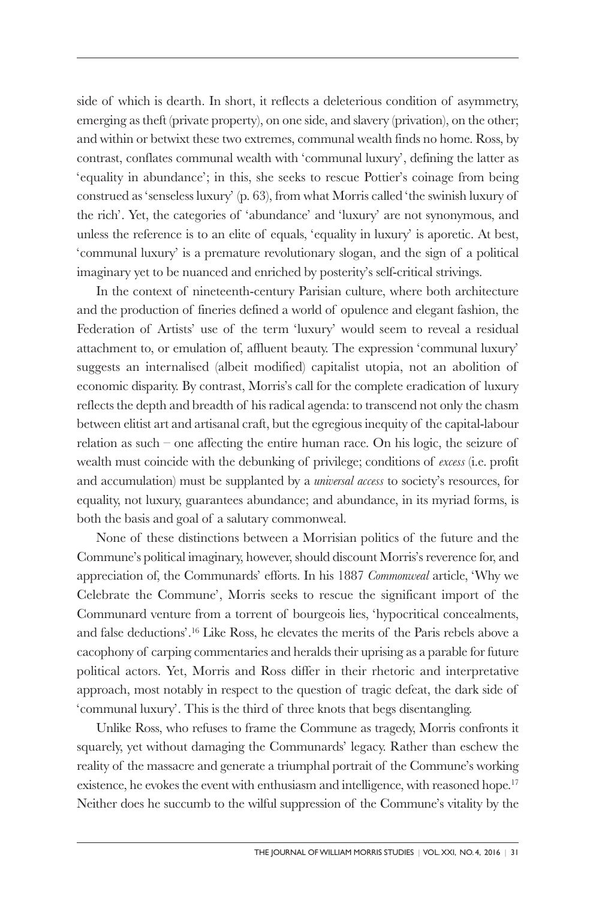side of which is dearth. In short, it reflects a deleterious condition of asymmetry, emerging as theft (private property), on one side, and slavery (privation), on the other; and within or betwixt these two extremes, communal wealth finds no home. Ross, by contrast, conflates communal wealth with 'communal luxury', defining the latter as 'equality in abundance'; in this, she seeks to rescue Pottier's coinage from being construed as 'senseless luxury' (p. 63), from what Morris called 'the swinish luxury of the rich'. Yet, the categories of 'abundance' and 'luxury' are not synonymous, and unless the reference is to an elite of equals, 'equality in luxury' is aporetic. At best, 'communal luxury' is a premature revolutionary slogan, and the sign of a political imaginary yet to be nuanced and enriched by posterity's self-critical strivings.

In the context of nineteenth-century Parisian culture, where both architecture and the production of fineries defined a world of opulence and elegant fashion, the Federation of Artists' use of the term 'luxury' would seem to reveal a residual attachment to, or emulation of, affluent beauty. The expression 'communal luxury' suggests an internalised (albeit modified) capitalist utopia, not an abolition of economic disparity. By contrast, Morris's call for the complete eradication of luxury reflects the depth and breadth of his radical agenda: to transcend not only the chasm between elitist art and artisanal craft, but the egregious inequity of the capital-labour relation as such – one affecting the entire human race. On his logic, the seizure of wealth must coincide with the debunking of privilege; conditions of *excess* (i.e. profit and accumulation) must be supplanted by a *universal access* to society's resources, for equality, not luxury, guarantees abundance; and abundance, in its myriad forms, is both the basis and goal of a salutary commonweal.

None of these distinctions between a Morrisian politics of the future and the Commune's political imaginary, however, should discount Morris's reverence for, and appreciation of, the Communards' efforts. In his 1887 *Commonweal* article, 'Why we Celebrate the Commune', Morris seeks to rescue the significant import of the Communard venture from a torrent of bourgeois lies, 'hypocritical concealments, and false deductions'.[16] Like Ross, he elevates the merits of the Paris rebels above a cacophony of carping commentaries and heralds their uprising as a parable for future political actors. Yet, Morris and Ross differ in their rhetoric and interpretative approach, most notably in respect to the question of tragic defeat, the dark side of 'communal luxury'. This is the third of three knots that begs disentangling.

Unlike Ross, who refuses to frame the Commune as tragedy, Morris confronts it squarely, yet without damaging the Communards' legacy. Rather than eschew the reality of the massacre and generate a triumphal portrait of the Commune's working existence, he evokes the event with enthusiasm and intelligence, with reasoned hope.[17] Neither does he succumb to the wilful suppression of the Commune's vitality by the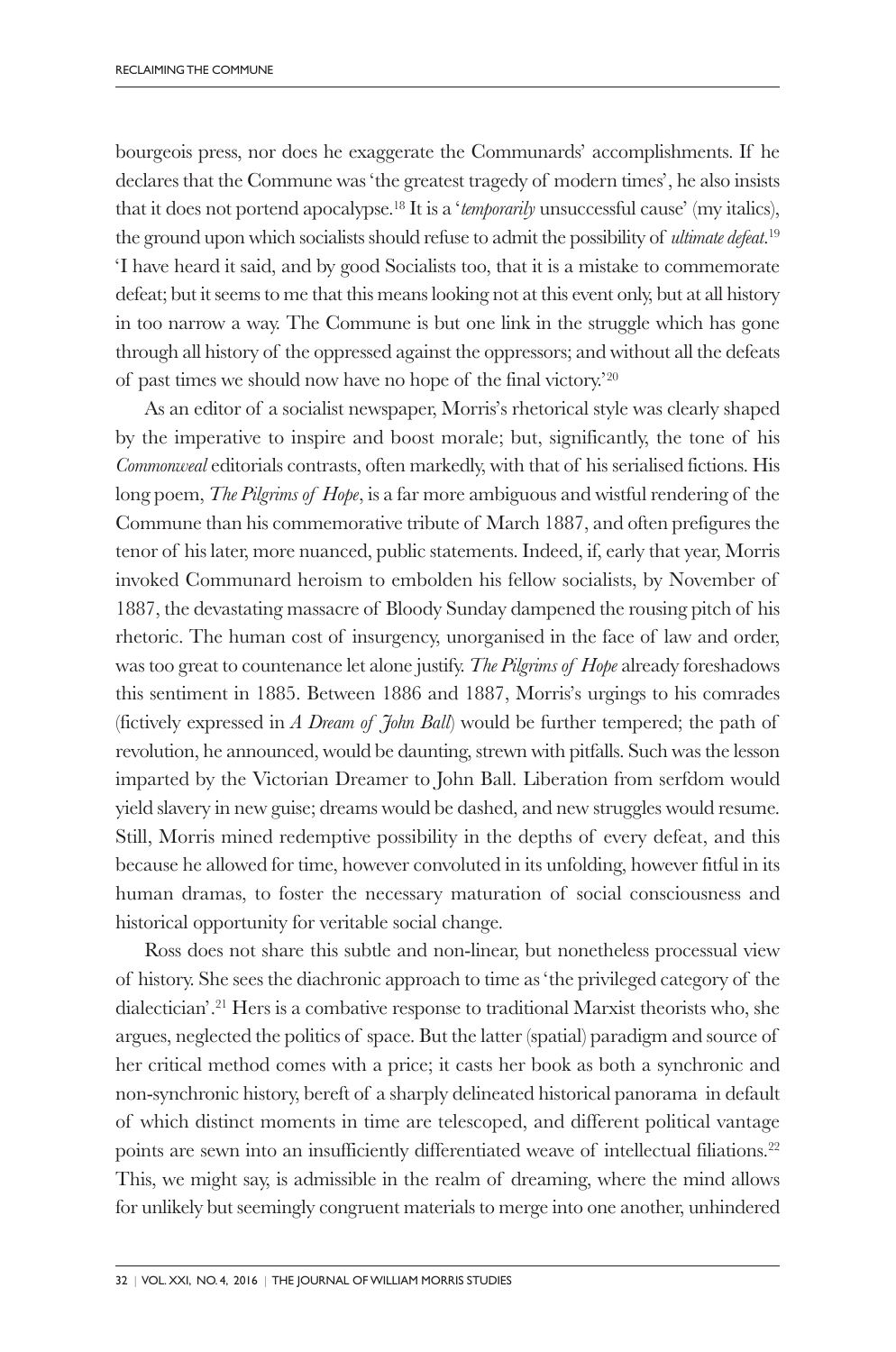bourgeois press, nor does he exaggerate the Communards' accomplishments. If he declares that the Commune was 'the greatest tragedy of modern times', he also insists that it does not portend apocalypse.[18] It is a '*temporarily* unsuccessful cause' (my italics), the ground upon which socialists should refuse to admit the possibility of *ultimate defeat*.[19] 'I have heard it said, and by good Socialists too, that it is a mistake to commemorate defeat; but it seems to me that this means looking not at this event only, but at all history in too narrow a way. The Commune is but one link in the struggle which has gone through all history of the oppressed against the oppressors; and without all the defeats of past times we should now have no hope of the final victory.'[20]

As an editor of a socialist newspaper, Morris's rhetorical style was clearly shaped by the imperative to inspire and boost morale; but, significantly, the tone of his *Commonweal* editorials contrasts, often markedly, with that of his serialised fictions. His long poem, *The Pilgrims of Hope*, is a far more ambiguous and wistful rendering of the Commune than his commemorative tribute of March 1887, and often prefigures the tenor of his later, more nuanced, public statements. Indeed, if, early that year, Morris invoked Communard heroism to embolden his fellow socialists, by November of 1887, the devastating massacre of Bloody Sunday dampened the rousing pitch of his rhetoric. The human cost of insurgency, unorganised in the face of law and order, was too great to countenance let alone justify. *The Pilgrims of Hope* already foreshadows this sentiment in 1885. Between 1886 and 1887, Morris's urgings to his comrades (fictively expressed in *A Dream of John Ball*) would be further tempered; the path of revolution, he announced, would be daunting, strewn with pitfalls. Such was the lesson imparted by the Victorian Dreamer to John Ball. Liberation from serfdom would yield slavery in new guise; dreams would be dashed, and new struggles would resume. Still, Morris mined redemptive possibility in the depths of every defeat, and this because he allowed for time, however convoluted in its unfolding, however fitful in its human dramas, to foster the necessary maturation of social consciousness and historical opportunity for veritable social change.

Ross does not share this subtle and non-linear, but nonetheless processual view of history. She sees the diachronic approach to time as 'the privileged category of the dialectician'.[21] Hers is a combative response to traditional Marxist theorists who, she argues, neglected the politics of space. But the latter (spatial) paradigm and source of her critical method comes with a price; it casts her book as both a synchronic and non-synchronic history, bereft of a sharply delineated historical panorama in default of which distinct moments in time are telescoped, and different political vantage points are sewn into an insufficiently differentiated weave of intellectual filiations.[22] This, we might say, is admissible in the realm of dreaming, where the mind allows for unlikely but seemingly congruent materials to merge into one another, unhindered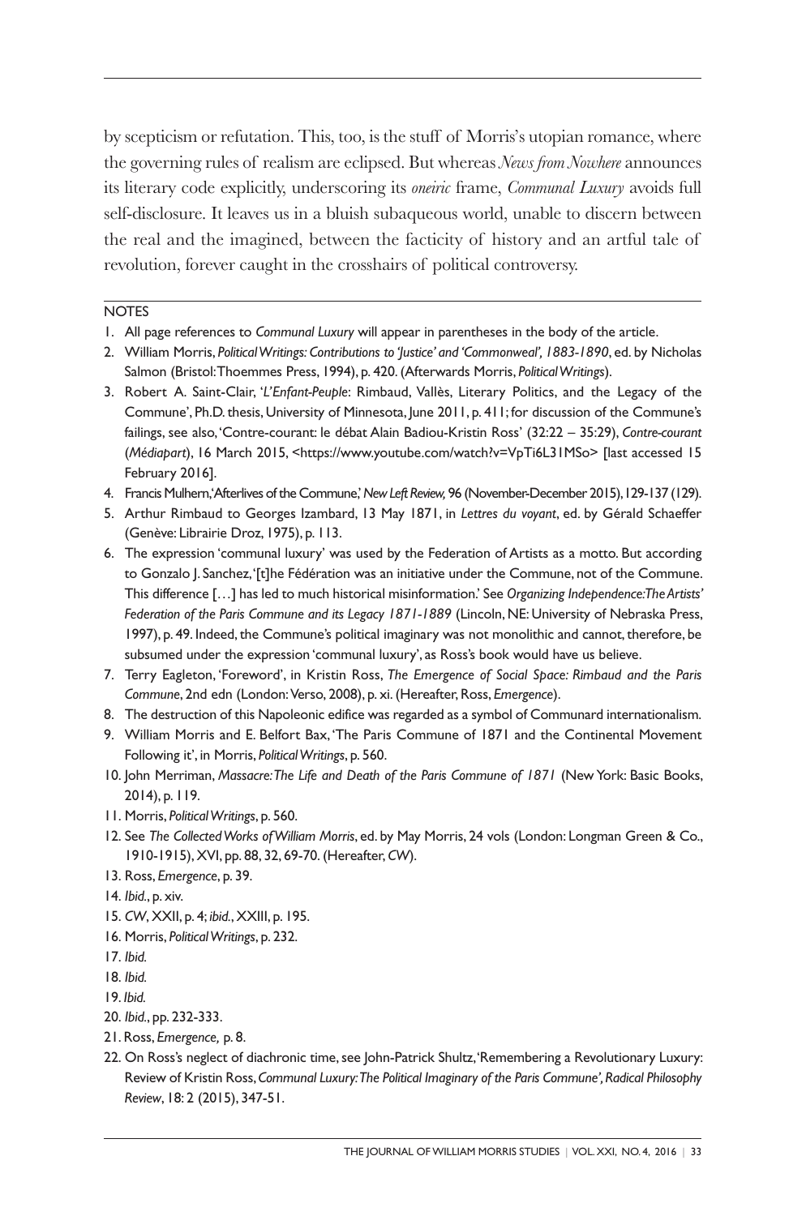by scepticism or refutation. This, too, is the stuff of Morris's utopian romance, where the governing rules of realism are eclipsed. But whereas *News from Nowhere* announces its literary code explicitly, underscoring its *oneiric* frame, *Communal Luxury* avoids full self-disclosure. It leaves us in a bluish subaqueous world, unable to discern between the real and the imagined, between the facticity of history and an artful tale of revolution, forever caught in the crosshairs of political controversy.

NOTES

1. All page references to *Communal Luxury* will appear in parentheses in the body of the article.
2. William Morris, *Political Writings: Contributions to 'Justice' and 'Commonweal', 1883-1890*, ed. by Nicholas Salmon (Bristol: Thoemmes Press, 1994), p. 420. (Afterwards Morris, *Political Writings*).
3. Robert A. Saint-Clair, '*L'Enfant-Peuple*: Rimbaud, Vallès, Literary Politics, and the Legacy of the Commune', Ph.D. thesis, University of Minnesota, June 2011, p. 411; for discussion of the Commune's failings, see also, 'Contre-courant: le débat Alain Badiou-Kristin Ross' (32:22 – 35:29), *Contre-courant* (*Médiapart*), 16 March 2015, <https://www.youtube.com/watch?v=VpTi6L31MSo> [last accessed 15 February 2016].
4. Francis Mulhern, 'Afterlives of the Commune,' *New Left Review,* 96 (November-December 2015), 129-137 (129).
5. Arthur Rimbaud to Georges Izambard, 13 May 1871, in *Lettres du voyant*, ed. by Gérald Schaeffer (Genève: Librairie Droz, 1975), p. 113.
6. The expression 'communal luxury' was used by the Federation of Artists as a motto. But according to Gonzalo J. Sanchez, '[t]he Fédération was an initiative under the Commune, not of the Commune. This difference […] has led to much historical misinformation.' See *Organizing Independence: The Artists' Federation of the Paris Commune and its Legacy 1871-1889* (Lincoln, NE: University of Nebraska Press, 1997), p. 49. Indeed, the Commune's political imaginary was not monolithic and cannot, therefore, be subsumed under the expression 'communal luxury', as Ross's book would have us believe.
7. Terry Eagleton, 'Foreword', in Kristin Ross, *The Emergence of Social Space: Rimbaud and the Paris Commune*, 2nd edn (London: Verso, 2008), p. xi. (Hereafter, Ross, *Emergence*).
8. The destruction of this Napoleonic edifice was regarded as a symbol of Communard internationalism.
9. William Morris and E. Belfort Bax, 'The Paris Commune of 1871 and the Continental Movement Following it', in Morris, *Political Writings*, p. 560.
10. John Merriman, *Massacre: The Life and Death of the Paris Commune of 1871* (New York: Basic Books, 2014), p. 119.
11. Morris, *Political Writings*, p. 560.
12. See *The Collected Works of William Morris*, ed. by May Morris, 24 vols (London: Longman Green & Co., 1910-1915), XVI, pp. 88, 32, 69-70. (Hereafter, *CW*).
13. Ross, *Emergence*, p. 39.
14. *Ibid.*, p. xiv.
15. *CW*, XXII, p. 4; *ibid.*, XXIII, p. 195.
16. Morris, *Political Writings*, p. 232.
17. *Ibid.*
18. *Ibid.*
19. *Ibid.*
20. *Ibid.*, pp. 232-333.
21. Ross, *Emergence,* p. 8.
22. On Ross's neglect of diachronic time, see John-Patrick Shultz, 'Remembering a Revolutionary Luxury: Review of Kristin Ross, *Communal Luxury: The Political Imaginary of the Paris Commune', Radical Philosophy Review*, 18: 2 (2015), 347-51.